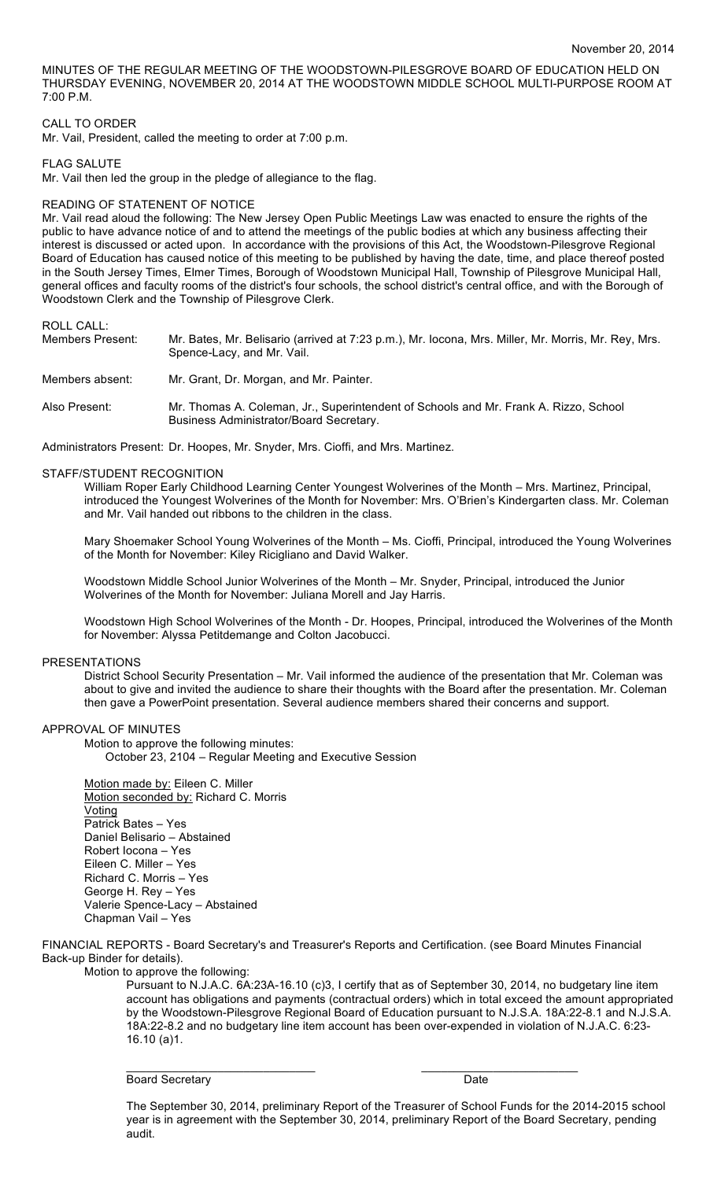November 20, 2014

MINUTES OF THE REGULAR MEETING OF THE WOODSTOWN-PILESGROVE BOARD OF EDUCATION HELD ON THURSDAY EVENING, NOVEMBER 20, 2014 AT THE WOODSTOWN MIDDLE SCHOOL MULTI-PURPOSE ROOM AT 7:00 P.M.

CALL TO ORDER

Mr. Vail, President, called the meeting to order at 7:00 p.m.

FLAG SALUTE

Mr. Vail then led the group in the pledge of allegiance to the flag.

READING OF STATEMENT OF NOTICE

Mr. Vail read aloud the following: The New Jersey Open Public Meetings Law was enacted to ensure the rights of the public to have advance notice of and to attend the meetings of the public bodies at which any business affecting their interest is discussed or acted upon. In accordance with the provisions of this Act, the Woodstown-Pilesgrove Regional Board of Education has caused notice of this meeting to be published by having the date, time, and place thereof posted in the South Jersey Times, Elmer Times, Borough of Woodstown Municipal Hall, Township of Pilesgrove Municipal Hall, general offices and faculty rooms of the district's four schools, the school district's central office, and with the Borough of Woodstown Clerk and the Township of Pilesgrove Clerk.

ROLL CALL:

Members Present: Mr. Bates, Mr. Belisario (arrived at 7:23 p.m.), Mr. Iocona, Mrs. Miller, Mr. Morris, Mr. Rey, Mrs. Spence-Lacy, and Mr. Vail.

Members absent: Mr. Grant, Dr. Morgan, and Mr. Painter.

Also Present: Mr. Thomas A. Coleman, Jr., Superintendent of Schools and Mr. Frank A. Rizzo, School Business Administrator/Board Secretary.

Administrators Present: Dr. Hoopes, Mr. Snyder, Mrs. Cioffi, and Mrs. Martinez.

STAFF/STUDENT RECOGNITION

William Roper Early Childhood Learning Center Youngest Wolverines of the Month – Mrs. Martinez, Principal, introduced the Youngest Wolverines of the Month for November: Mrs. O'Brien's Kindergarten class. Mr. Coleman and Mr. Vail handed out ribbons to the children in the class.

Mary Shoemaker School Young Wolverines of the Month – Ms. Cioffi, Principal, introduced the Young Wolverines of the Month for November: Kiley Ricigliano and David Walker.

Woodstown Middle School Junior Wolverines of the Month – Mr. Snyder, Principal, introduced the Junior Wolverines of the Month for November: Juliana Morell and Jay Harris.

Woodstown High School Wolverines of the Month - Dr. Hoopes, Principal, introduced the Wolverines of the Month for November: Alyssa Petitdemange and Colton Jacobucci.

PRESENTATIONS

District School Security Presentation – Mr. Vail informed the audience of the presentation that Mr. Coleman was about to give and invited the audience to share their thoughts with the Board after the presentation. Mr. Coleman then gave a PowerPoint presentation. Several audience members shared their concerns and support.

APPROVAL OF MINUTES

Motion to approve the following minutes:
October 23, 2104 – Regular Meeting and Executive Session

Motion made by: Eileen C. Miller
Motion seconded by: Richard C. Morris
Voting
Patrick Bates – Yes
Daniel Belisario – Abstained
Robert Iocona – Yes
Eileen C. Miller – Yes
Richard C. Morris – Yes
George H. Rey – Yes
Valerie Spence-Lacy – Abstained
Chapman Vail – Yes

FINANCIAL REPORTS - Board Secretary's and Treasurer's Reports and Certification. (see Board Minutes Financial Back-up Binder for details).

Motion to approve the following:

Pursuant to N.J.A.C. 6A:23A-16.10 (c)3, I certify that as of September 30, 2014, no budgetary line item account has obligations and payments (contractual orders) which in total exceed the amount appropriated by the Woodstown-Pilesgrove Regional Board of Education pursuant to N.J.S.A. 18A:22-8.1 and N.J.S.A. 18A:22-8.2 and no budgetary line item account has been over-expended in violation of N.J.A.C. 6:23-16.10 (a)1.

\_\_\_\_\_\_\_\_\_\_\_\_\_\_\_\_\_\_\_\_\_\_\_\_\_\_\_\_\_ \_\_\_\_\_\_\_\_\_\_\_\_\_\_\_\_\_\_\_\_\_\_\_\_\_
Board Secretary Date

The September 30, 2014, preliminary Report of the Treasurer of School Funds for the 2014-2015 school year is in agreement with the September 30, 2014, preliminary Report of the Board Secretary, pending audit.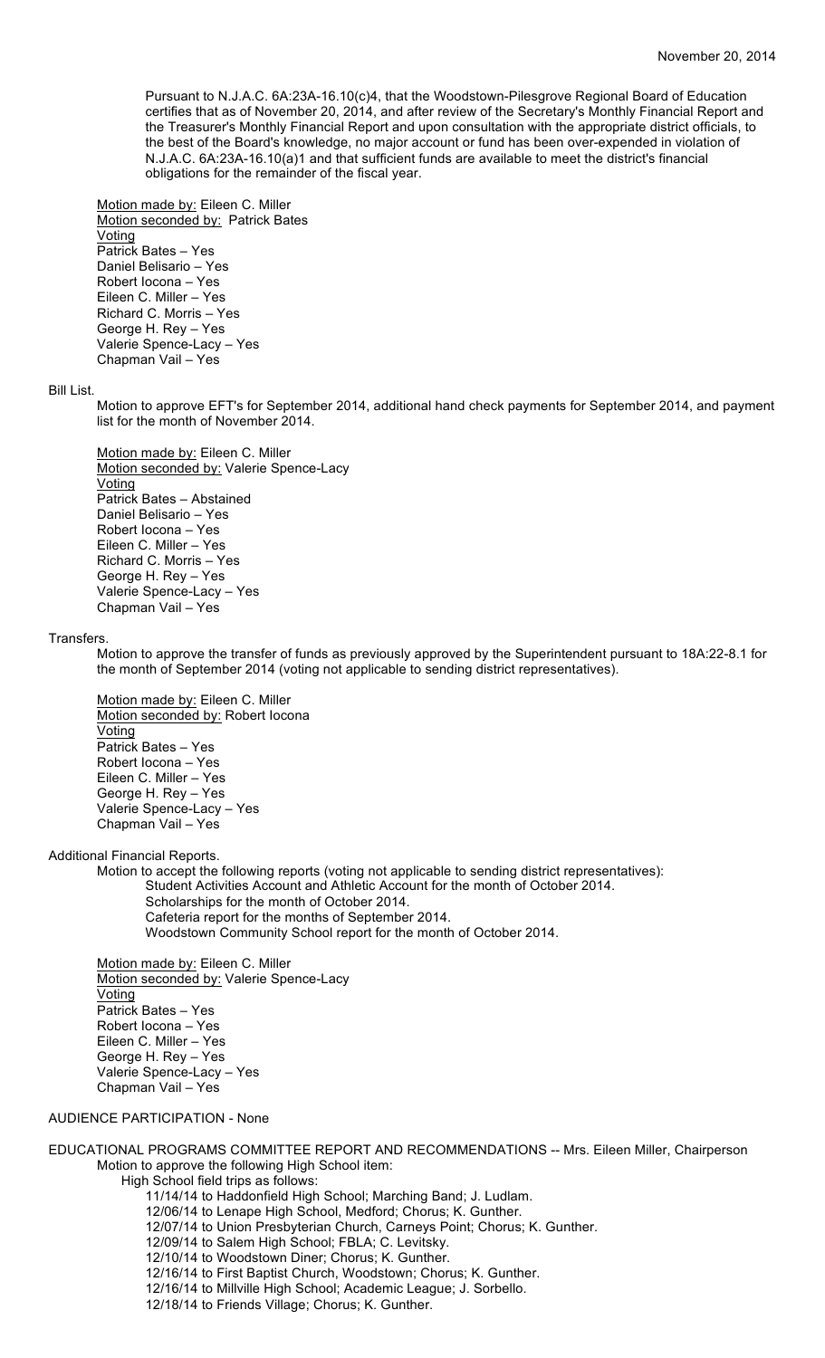Pursuant to N.J.A.C. 6A:23A-16.10(c)4, that the Woodstown-Pilesgrove Regional Board of Education certifies that as of November 20, 2014, and after review of the Secretary's Monthly Financial Report and the Treasurer's Monthly Financial Report and upon consultation with the appropriate district officials, to the best of the Board's knowledge, no major account or fund has been over-expended in violation of N.J.A.C. 6A:23A-16.10(a)1 and that sufficient funds are available to meet the district's financial obligations for the remainder of the fiscal year.

Motion made by: Eileen C. Miller
Motion seconded by: Patrick Bates
Voting
Patrick Bates – Yes
Daniel Belisario – Yes
Robert Iocona – Yes
Eileen C. Miller – Yes
Richard C. Morris – Yes
George H. Rey – Yes
Valerie Spence-Lacy – Yes
Chapman Vail – Yes

Bill List.

Motion to approve EFT's for September 2014, additional hand check payments for September 2014, and payment list for the month of November 2014.

Motion made by: Eileen C. Miller
Motion seconded by: Valerie Spence-Lacy
Voting
Patrick Bates – Abstained
Daniel Belisario – Yes
Robert Iocona – Yes
Eileen C. Miller – Yes
Richard C. Morris – Yes
George H. Rey – Yes
Valerie Spence-Lacy – Yes
Chapman Vail – Yes

Transfers.

Motion to approve the transfer of funds as previously approved by the Superintendent pursuant to 18A:22-8.1 for the month of September 2014 (voting not applicable to sending district representatives).

Motion made by: Eileen C. Miller
Motion seconded by: Robert Iocona
Voting
Patrick Bates – Yes
Robert Iocona – Yes
Eileen C. Miller – Yes
George H. Rey – Yes
Valerie Spence-Lacy – Yes
Chapman Vail – Yes

Additional Financial Reports.

Motion to accept the following reports (voting not applicable to sending district representatives):
- Student Activities Account and Athletic Account for the month of October 2014.
- Scholarships for the month of October 2014.
- Cafeteria report for the months of September 2014.
- Woodstown Community School report for the month of October 2014.

Motion made by: Eileen C. Miller
Motion seconded by: Valerie Spence-Lacy
Voting
Patrick Bates – Yes
Robert Iocona – Yes
Eileen C. Miller – Yes
George H. Rey – Yes
Valerie Spence-Lacy – Yes
Chapman Vail – Yes

AUDIENCE PARTICIPATION - None

EDUCATIONAL PROGRAMS COMMITTEE REPORT AND RECOMMENDATIONS -- Mrs. Eileen Miller, Chairperson

Motion to approve the following High School item:

High School field trips as follows:
- 11/14/14 to Haddonfield High School; Marching Band; J. Ludlam.
- 12/06/14 to Lenape High School, Medford; Chorus; K. Gunther.
- 12/07/14 to Union Presbyterian Church, Carneys Point; Chorus; K. Gunther.
- 12/09/14 to Salem High School; FBLA; C. Levitsky.
- 12/10/14 to Woodstown Diner; Chorus; K. Gunther.
- 12/16/14 to First Baptist Church, Woodstown; Chorus; K. Gunther.
- 12/16/14 to Millville High School; Academic League; J. Sorbello.
- 12/18/14 to Friends Village; Chorus; K. Gunther.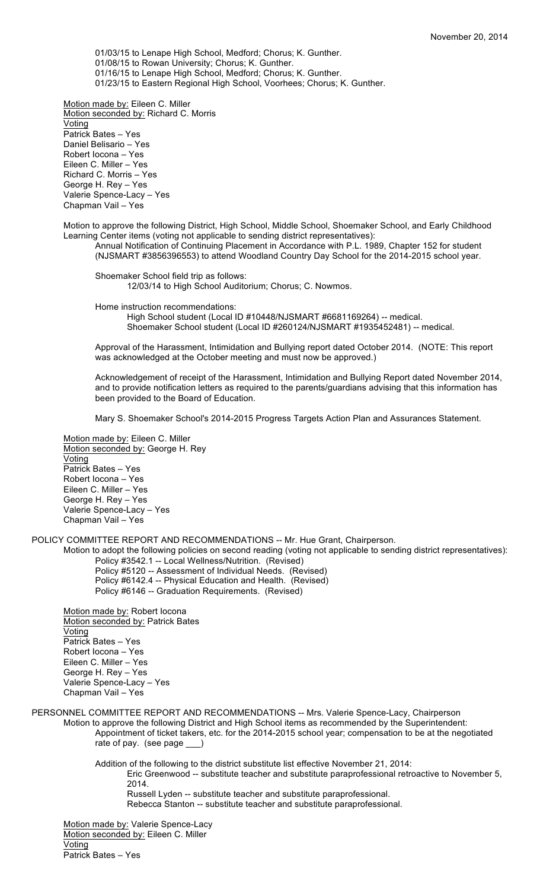01/03/15 to Lenape High School, Medford; Chorus; K. Gunther.
01/08/15 to Rowan University; Chorus; K. Gunther.
01/16/15 to Lenape High School, Medford; Chorus; K. Gunther.
01/23/15 to Eastern Regional High School, Voorhees; Chorus; K. Gunther.

Motion made by: Eileen C. Miller
Motion seconded by: Richard C. Morris
Voting
Patrick Bates – Yes
Daniel Belisario – Yes
Robert Iocona – Yes
Eileen C. Miller – Yes
Richard C. Morris – Yes
George H. Rey – Yes
Valerie Spence-Lacy – Yes
Chapman Vail – Yes

Motion to approve the following District, High School, Middle School, Shoemaker School, and Early Childhood Learning Center items (voting not applicable to sending district representatives):

Annual Notification of Continuing Placement in Accordance with P.L. 1989, Chapter 152 for student (NJSMART #3856396553) to attend Woodland Country Day School for the 2014-2015 school year.

Shoemaker School field trip as follows:
12/03/14 to High School Auditorium; Chorus; C. Nowmos.

Home instruction recommendations:
High School student (Local ID #10448/NJSMART #6681169264) -- medical.
Shoemaker School student (Local ID #260124/NJSMART #1935452481) -- medical.

Approval of the Harassment, Intimidation and Bullying report dated October 2014. (NOTE: This report was acknowledged at the October meeting and must now be approved.)

Acknowledgement of receipt of the Harassment, Intimidation and Bullying Report dated November 2014, and to provide notification letters as required to the parents/guardians advising that this information has been provided to the Board of Education.

Mary S. Shoemaker School's 2014-2015 Progress Targets Action Plan and Assurances Statement.

Motion made by: Eileen C. Miller
Motion seconded by: George H. Rey
Voting
Patrick Bates – Yes
Robert Iocona – Yes
Eileen C. Miller – Yes
George H. Rey – Yes
Valerie Spence-Lacy – Yes
Chapman Vail – Yes

POLICY COMMITTEE REPORT AND RECOMMENDATIONS -- Mr. Hue Grant, Chairperson.

Motion to adopt the following policies on second reading (voting not applicable to sending district representatives):
Policy #3542.1 -- Local Wellness/Nutrition. (Revised)
Policy #5120 -- Assessment of Individual Needs. (Revised)
Policy #6142.4 -- Physical Education and Health. (Revised)
Policy #6146 -- Graduation Requirements. (Revised)

Motion made by: Robert Iocona
Motion seconded by: Patrick Bates
Voting
Patrick Bates – Yes
Robert Iocona – Yes
Eileen C. Miller – Yes
George H. Rey – Yes
Valerie Spence-Lacy – Yes
Chapman Vail – Yes

PERSONNEL COMMITTEE REPORT AND RECOMMENDATIONS -- Mrs. Valerie Spence-Lacy, Chairperson

Motion to approve the following District and High School items as recommended by the Superintendent:

Appointment of ticket takers, etc. for the 2014-2015 school year; compensation to be at the negotiated rate of pay. (see page ___)

Addition of the following to the district substitute list effective November 21, 2014:
Eric Greenwood -- substitute teacher and substitute paraprofessional retroactive to November 5, 2014.
Russell Lyden -- substitute teacher and substitute paraprofessional.
Rebecca Stanton -- substitute teacher and substitute paraprofessional.

Motion made by: Valerie Spence-Lacy
Motion seconded by: Eileen C. Miller
Voting
Patrick Bates – Yes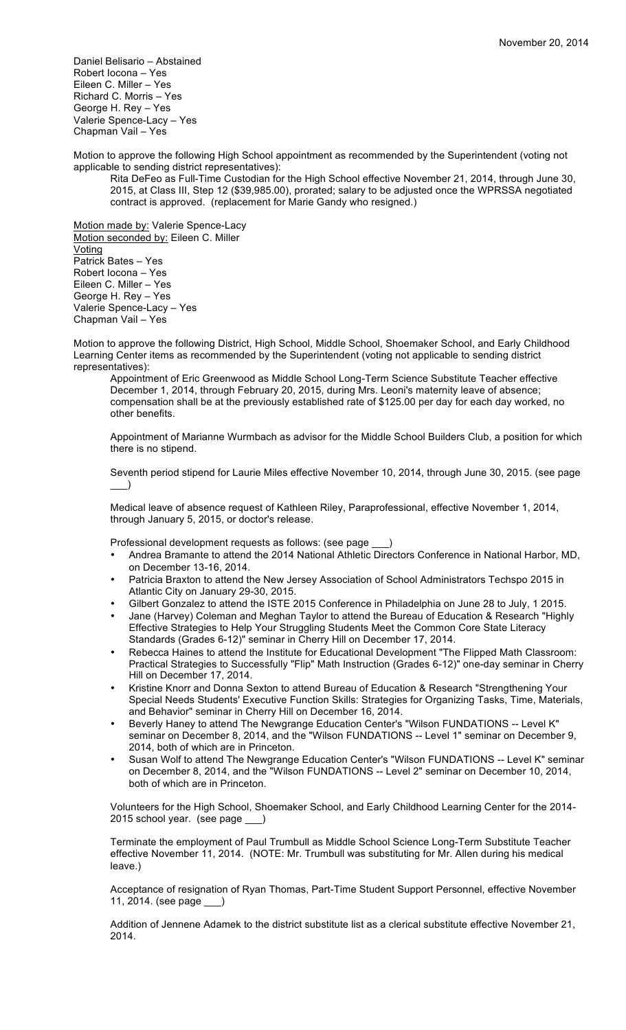Daniel Belisario – Abstained
Robert Iocona – Yes
Eileen C. Miller – Yes
Richard C. Morris – Yes
George H. Rey – Yes
Valerie Spence-Lacy – Yes
Chapman Vail – Yes

Motion to approve the following High School appointment as recommended by the Superintendent (voting not applicable to sending district representatives):

> Rita DeFeo as Full-Time Custodian for the High School effective November 21, 2014, through June 30, 2015, at Class III, Step 12 ($39,985.00), prorated; salary to be adjusted once the WPRSSA negotiated contract is approved. (replacement for Marie Gandy who resigned.)

Motion made by: Valerie Spence-Lacy
Motion seconded by: Eileen C. Miller
Voting
Patrick Bates – Yes
Robert Iocona – Yes
Eileen C. Miller – Yes
George H. Rey – Yes
Valerie Spence-Lacy – Yes
Chapman Vail – Yes

Motion to approve the following District, High School, Middle School, Shoemaker School, and Early Childhood Learning Center items as recommended by the Superintendent (voting not applicable to sending district representatives):

> Appointment of Eric Greenwood as Middle School Long-Term Science Substitute Teacher effective December 1, 2014, through February 20, 2015, during Mrs. Leoni's maternity leave of absence; compensation shall be at the previously established rate of $125.00 per day for each day worked, no other benefits.
>
> Appointment of Marianne Wurmbach as advisor for the Middle School Builders Club, a position for which there is no stipend.
>
> Seventh period stipend for Laurie Miles effective November 10, 2014, through June 30, 2015. (see page ___)
>
> Medical leave of absence request of Kathleen Riley, Paraprofessional, effective November 1, 2014, through January 5, 2015, or doctor's release.
>
> Professional development requests as follows: (see page ___)
>
> - Andrea Bramante to attend the 2014 National Athletic Directors Conference in National Harbor, MD, on December 13-16, 2014.
> - Patricia Braxton to attend the New Jersey Association of School Administrators Techspo 2015 in Atlantic City on January 29-30, 2015.
> - Gilbert Gonzalez to attend the ISTE 2015 Conference in Philadelphia on June 28 to July, 1 2015.
> - Jane (Harvey) Coleman and Meghan Taylor to attend the Bureau of Education & Research "Highly Effective Strategies to Help Your Struggling Students Meet the Common Core State Literacy Standards (Grades 6-12)" seminar in Cherry Hill on December 17, 2014.
> - Rebecca Haines to attend the Institute for Educational Development "The Flipped Math Classroom: Practical Strategies to Successfully "Flip" Math Instruction (Grades 6-12)" one-day seminar in Cherry Hill on December 17, 2014.
> - Kristine Knorr and Donna Sexton to attend Bureau of Education & Research "Strengthening Your Special Needs Students' Executive Function Skills: Strategies for Organizing Tasks, Time, Materials, and Behavior" seminar in Cherry Hill on December 16, 2014.
> - Beverly Haney to attend The Newgrange Education Center's "Wilson FUNDATIONS -- Level K" seminar on December 8, 2014, and the "Wilson FUNDATIONS -- Level 1" seminar on December 9, 2014, both of which are in Princeton.
> - Susan Wolf to attend The Newgrange Education Center's "Wilson FUNDATIONS -- Level K" seminar on December 8, 2014, and the "Wilson FUNDATIONS -- Level 2" seminar on December 10, 2014, both of which are in Princeton.
>
> Volunteers for the High School, Shoemaker School, and Early Childhood Learning Center for the 2014-2015 school year. (see page ___)
>
> Terminate the employment of Paul Trumbull as Middle School Science Long-Term Substitute Teacher effective November 11, 2014. (NOTE: Mr. Trumbull was substituting for Mr. Allen during his medical leave.)
>
> Acceptance of resignation of Ryan Thomas, Part-Time Student Support Personnel, effective November 11, 2014. (see page ___)
>
> Addition of Jennene Adamek to the district substitute list as a clerical substitute effective November 21, 2014.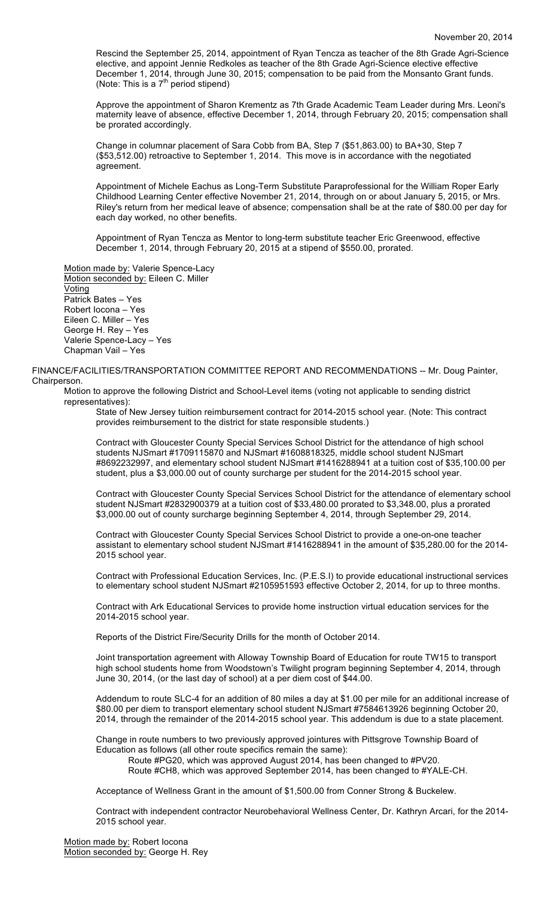Rescind the September 25, 2014, appointment of Ryan Tencza as teacher of the 8th Grade Agri-Science elective, and appoint Jennie Redkoles as teacher of the 8th Grade Agri-Science elective effective December 1, 2014, through June 30, 2015; compensation to be paid from the Monsanto Grant funds. (Note: This is a 7th period stipend)

Approve the appointment of Sharon Krementz as 7th Grade Academic Team Leader during Mrs. Leoni's maternity leave of absence, effective December 1, 2014, through February 20, 2015; compensation shall be prorated accordingly.

Change in columnar placement of Sara Cobb from BA, Step 7 ($51,863.00) to BA+30, Step 7 ($53,512.00) retroactive to September 1, 2014. This move is in accordance with the negotiated agreement.

Appointment of Michele Eachus as Long-Term Substitute Paraprofessional for the William Roper Early Childhood Learning Center effective November 21, 2014, through on or about January 5, 2015, or Mrs. Riley's return from her medical leave of absence; compensation shall be at the rate of $80.00 per day for each day worked, no other benefits.

Appointment of Ryan Tencza as Mentor to long-term substitute teacher Eric Greenwood, effective December 1, 2014, through February 20, 2015 at a stipend of $550.00, prorated.

Motion made by: Valerie Spence-Lacy
Motion seconded by: Eileen C. Miller
Voting
Patrick Bates – Yes
Robert Iocona – Yes
Eileen C. Miller – Yes
George H. Rey – Yes
Valerie Spence-Lacy – Yes
Chapman Vail – Yes

FINANCE/FACILITIES/TRANSPORTATION COMMITTEE REPORT AND RECOMMENDATIONS -- Mr. Doug Painter, Chairperson.

Motion to approve the following District and School-Level items (voting not applicable to sending district representatives):

State of New Jersey tuition reimbursement contract for 2014-2015 school year. (Note: This contract provides reimbursement to the district for state responsible students.)

Contract with Gloucester County Special Services School District for the attendance of high school students NJSmart #1709115870 and NJSmart #1608818325, middle school student NJSmart #8692232997, and elementary school student NJSmart #1416288941 at a tuition cost of $35,100.00 per student, plus a $3,000.00 out of county surcharge per student for the 2014-2015 school year.

Contract with Gloucester County Special Services School District for the attendance of elementary school student NJSmart #2832900379 at a tuition cost of $33,480.00 prorated to $3,348.00, plus a prorated $3,000.00 out of county surcharge beginning September 4, 2014, through September 29, 2014.

Contract with Gloucester County Special Services School District to provide a one-on-one teacher assistant to elementary school student NJSmart #1416288941 in the amount of $35,280.00 for the 2014-2015 school year.

Contract with Professional Education Services, Inc. (P.E.S.I) to provide educational instructional services to elementary school student NJSmart #2105951593 effective October 2, 2014, for up to three months.

Contract with Ark Educational Services to provide home instruction virtual education services for the 2014-2015 school year.

Reports of the District Fire/Security Drills for the month of October 2014.

Joint transportation agreement with Alloway Township Board of Education for route TW15 to transport high school students home from Woodstown's Twilight program beginning September 4, 2014, through June 30, 2014, (or the last day of school) at a per diem cost of $44.00.

Addendum to route SLC-4 for an addition of 80 miles a day at $1.00 per mile for an additional increase of $80.00 per diem to transport elementary school student NJSmart #7584613926 beginning October 20, 2014, through the remainder of the 2014-2015 school year. This addendum is due to a state placement.

Change in route numbers to two previously approved jointures with Pittsgrove Township Board of Education as follows (all other route specifics remain the same):

Route #PG20, which was approved August 2014, has been changed to #PV20.
Route #CH8, which was approved September 2014, has been changed to #YALE-CH.

Acceptance of Wellness Grant in the amount of $1,500.00 from Conner Strong & Buckelew.

Contract with independent contractor Neurobehavioral Wellness Center, Dr. Kathryn Arcari, for the 2014-2015 school year.

Motion made by: Robert Iocona
Motion seconded by: George H. Rey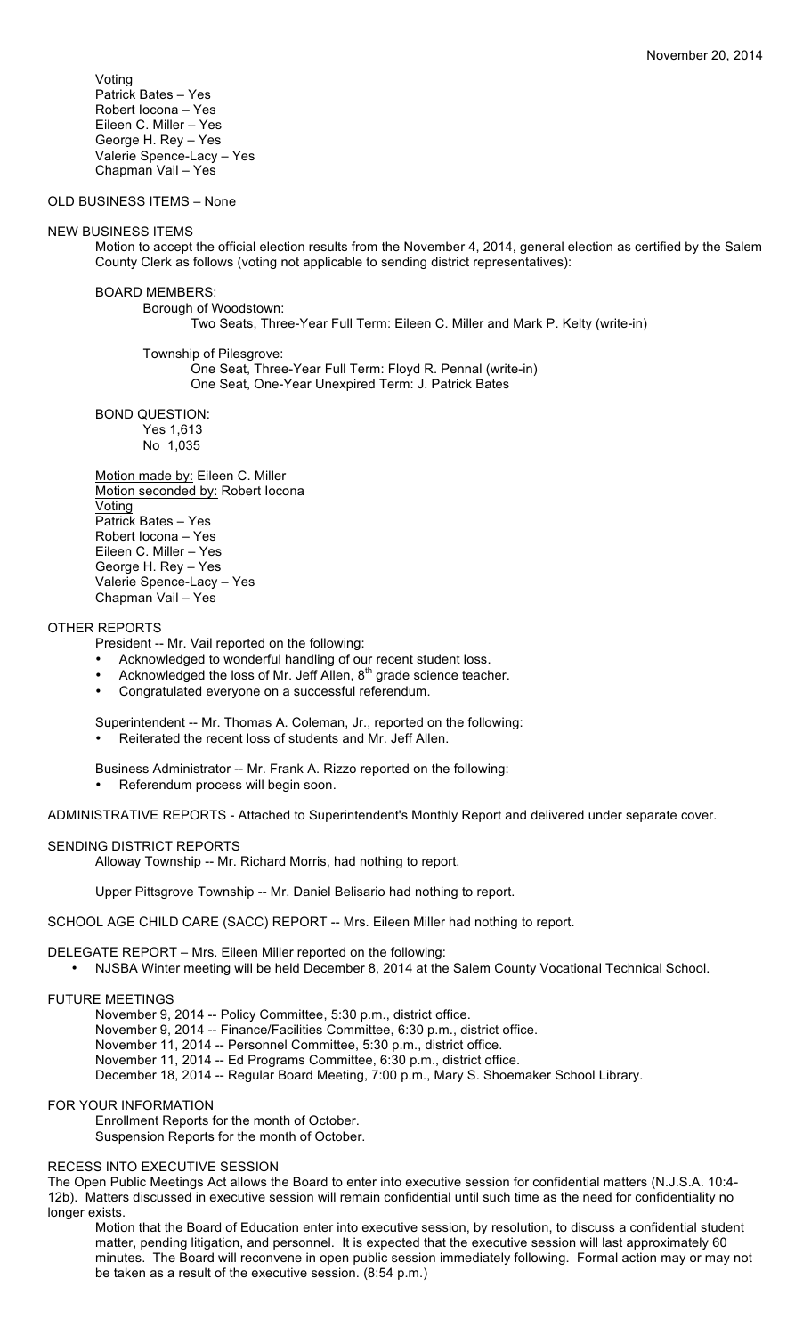Voting
Patrick Bates – Yes
Robert Iocona – Yes
Eileen C. Miller – Yes
George H. Rey – Yes
Valerie Spence-Lacy – Yes
Chapman Vail – Yes

OLD BUSINESS ITEMS – None

NEW BUSINESS ITEMS

Motion to accept the official election results from the November 4, 2014, general election as certified by the Salem County Clerk as follows (voting not applicable to sending district representatives):

BOARD MEMBERS:

Borough of Woodstown:
Two Seats, Three-Year Full Term: Eileen C. Miller and Mark P. Kelty (write-in)

Township of Pilesgrove:
One Seat, Three-Year Full Term: Floyd R. Pennal (write-in)
One Seat, One-Year Unexpired Term: J. Patrick Bates

BOND QUESTION:
Yes 1,613
No 1,035

Motion made by: Eileen C. Miller
Motion seconded by: Robert Iocona
Voting
Patrick Bates – Yes
Robert Iocona – Yes
Eileen C. Miller – Yes
George H. Rey – Yes
Valerie Spence-Lacy – Yes
Chapman Vail – Yes

OTHER REPORTS

President -- Mr. Vail reported on the following:

- Acknowledged to wonderful handling of our recent student loss.
- Acknowledged the loss of Mr. Jeff Allen, 8th grade science teacher.
- Congratulated everyone on a successful referendum.

Superintendent -- Mr. Thomas A. Coleman, Jr., reported on the following:

- Reiterated the recent loss of students and Mr. Jeff Allen.

Business Administrator -- Mr. Frank A. Rizzo reported on the following:

- Referendum process will begin soon.

ADMINISTRATIVE REPORTS - Attached to Superintendent's Monthly Report and delivered under separate cover.

SENDING DISTRICT REPORTS

Alloway Township -- Mr. Richard Morris, had nothing to report.

Upper Pittsgrove Township -- Mr. Daniel Belisario had nothing to report.

SCHOOL AGE CHILD CARE (SACC) REPORT -- Mrs. Eileen Miller had nothing to report.

DELEGATE REPORT – Mrs. Eileen Miller reported on the following:

- NJSBA Winter meeting will be held December 8, 2014 at the Salem County Vocational Technical School.

FUTURE MEETINGS

November 9, 2014 -- Policy Committee, 5:30 p.m., district office.
November 9, 2014 -- Finance/Facilities Committee, 6:30 p.m., district office.
November 11, 2014 -- Personnel Committee, 5:30 p.m., district office.
November 11, 2014 -- Ed Programs Committee, 6:30 p.m., district office.
December 18, 2014 -- Regular Board Meeting, 7:00 p.m., Mary S. Shoemaker School Library.

FOR YOUR INFORMATION

Enrollment Reports for the month of October.
Suspension Reports for the month of October.

RECESS INTO EXECUTIVE SESSION

The Open Public Meetings Act allows the Board to enter into executive session for confidential matters (N.J.S.A. 10:4-12b). Matters discussed in executive session will remain confidential until such time as the need for confidentiality no longer exists.

Motion that the Board of Education enter into executive session, by resolution, to discuss a confidential student matter, pending litigation, and personnel. It is expected that the executive session will last approximately 60 minutes. The Board will reconvene in open public session immediately following. Formal action may or may not be taken as a result of the executive session. (8:54 p.m.)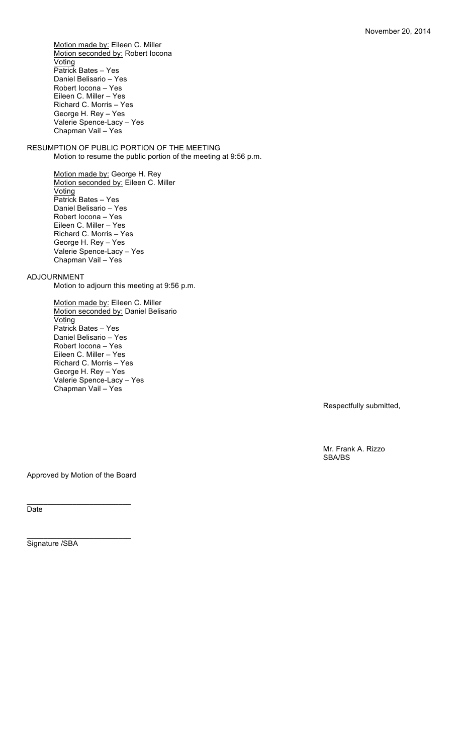Motion made by: Eileen C. Miller
Motion seconded by: Robert Iocona
Voting
Patrick Bates – Yes
Daniel Belisario – Yes
Robert Iocona – Yes
Eileen C. Miller – Yes
Richard C. Morris – Yes
George H. Rey – Yes
Valerie Spence-Lacy – Yes
Chapman Vail – Yes

RESUMPTION OF PUBLIC PORTION OF THE MEETING

Motion to resume the public portion of the meeting at 9:56 p.m.

Motion made by: George H. Rey
Motion seconded by: Eileen C. Miller
Voting
Patrick Bates – Yes
Daniel Belisario – Yes
Robert Iocona – Yes
Eileen C. Miller – Yes
Richard C. Morris – Yes
George H. Rey – Yes
Valerie Spence-Lacy – Yes
Chapman Vail – Yes

ADJOURNMENT

Motion to adjourn this meeting at 9:56 p.m.

Motion made by: Eileen C. Miller
Motion seconded by: Daniel Belisario
Voting
Patrick Bates – Yes
Daniel Belisario – Yes
Robert Iocona – Yes
Eileen C. Miller – Yes
Richard C. Morris – Yes
George H. Rey – Yes
Valerie Spence-Lacy – Yes
Chapman Vail – Yes

Respectfully submitted,

Mr. Frank A. Rizzo
SBA/BS

Approved by Motion of the Board

\_\_\_\_\_\_\_\_\_\_\_\_\_\_\_\_\_\_\_\_\_\_\_\_\_
Date

\_\_\_\_\_\_\_\_\_\_\_\_\_\_\_\_\_\_\_\_\_\_\_\_\_
Signature /SBA